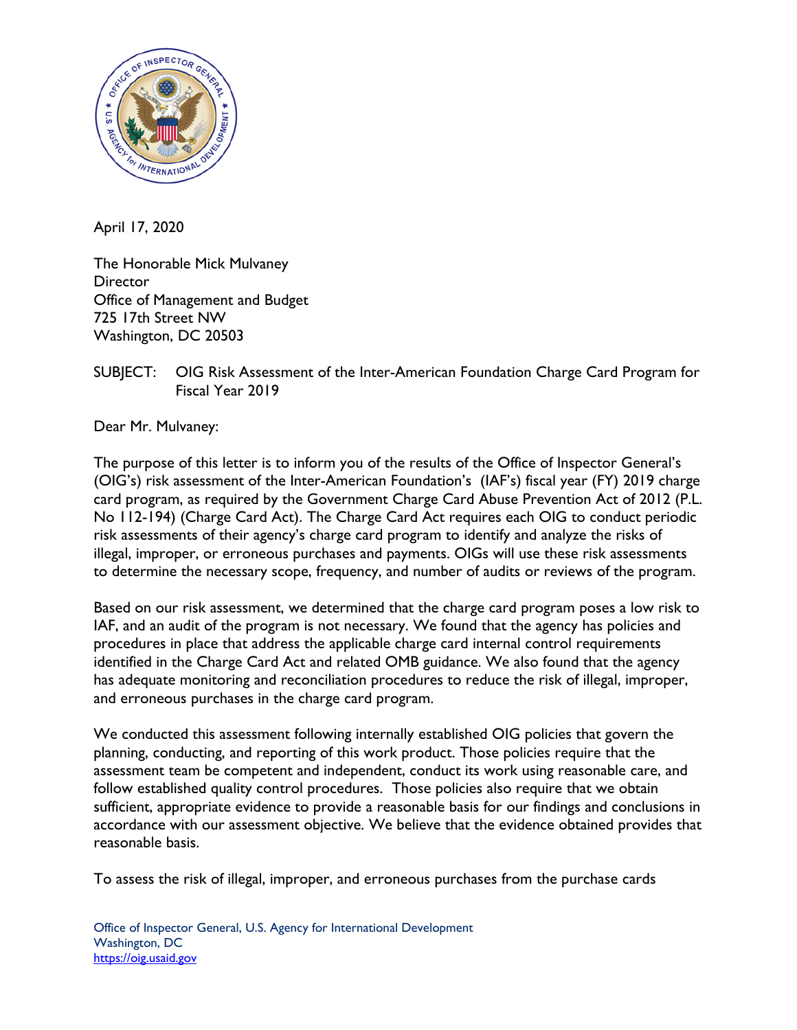April 17, 2020

The Honorable Mick Mulvaney
Director
Office of Management and Budget
725 17th Street NW
Washington, DC 20503

SUBJECT: OIG Risk Assessment of the Inter-American Foundation Charge Card Program for Fiscal Year 2019

Dear Mr. Mulvaney:

The purpose of this letter is to inform you of the results of the Office of Inspector General's (OIG's) risk assessment of the Inter-American Foundation's (IAF's) fiscal year (FY) 2019 charge card program, as required by the Government Charge Card Abuse Prevention Act of 2012 (P.L. No 112-194) (Charge Card Act). The Charge Card Act requires each OIG to conduct periodic risk assessments of their agency's charge card program to identify and analyze the risks of illegal, improper, or erroneous purchases and payments. OIGs will use these risk assessments to determine the necessary scope, frequency, and number of audits or reviews of the program.

Based on our risk assessment, we determined that the charge card program poses a low risk to IAF, and an audit of the program is not necessary. We found that the agency has policies and procedures in place that address the applicable charge card internal control requirements identified in the Charge Card Act and related OMB guidance. We also found that the agency has adequate monitoring and reconciliation procedures to reduce the risk of illegal, improper, and erroneous purchases in the charge card program.

We conducted this assessment following internally established OIG policies that govern the planning, conducting, and reporting of this work product. Those policies require that the assessment team be competent and independent, conduct its work using reasonable care, and follow established quality control procedures. Those policies also require that we obtain sufficient, appropriate evidence to provide a reasonable basis for our findings and conclusions in accordance with our assessment objective. We believe that the evidence obtained provides that reasonable basis.

To assess the risk of illegal, improper, and erroneous purchases from the purchase cards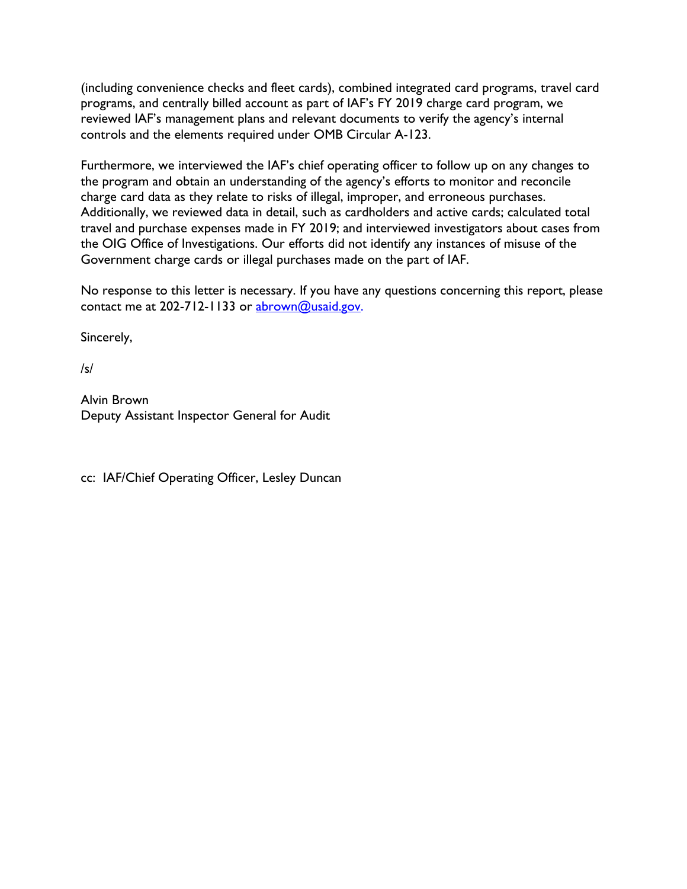(including convenience checks and fleet cards), combined integrated card programs, travel card programs, and centrally billed account as part of IAF's FY 2019 charge card program, we reviewed IAF's management plans and relevant documents to verify the agency's internal controls and the elements required under OMB Circular A-123.

Furthermore, we interviewed the IAF's chief operating officer to follow up on any changes to the program and obtain an understanding of the agency's efforts to monitor and reconcile charge card data as they relate to risks of illegal, improper, and erroneous purchases. Additionally, we reviewed data in detail, such as cardholders and active cards; calculated total travel and purchase expenses made in FY 2019; and interviewed investigators about cases from the OIG Office of Investigations. Our efforts did not identify any instances of misuse of the Government charge cards or illegal purchases made on the part of IAF.

No response to this letter is necessary. If you have any questions concerning this report, please contact me at 202-712-1133 or [abrown@usaid.gov.](mailto:abrown@usaid.gov)

Sincerely,

/s/

Alvin Brown
Deputy Assistant Inspector General for Audit

cc: IAF/Chief Operating Officer, Lesley Duncan